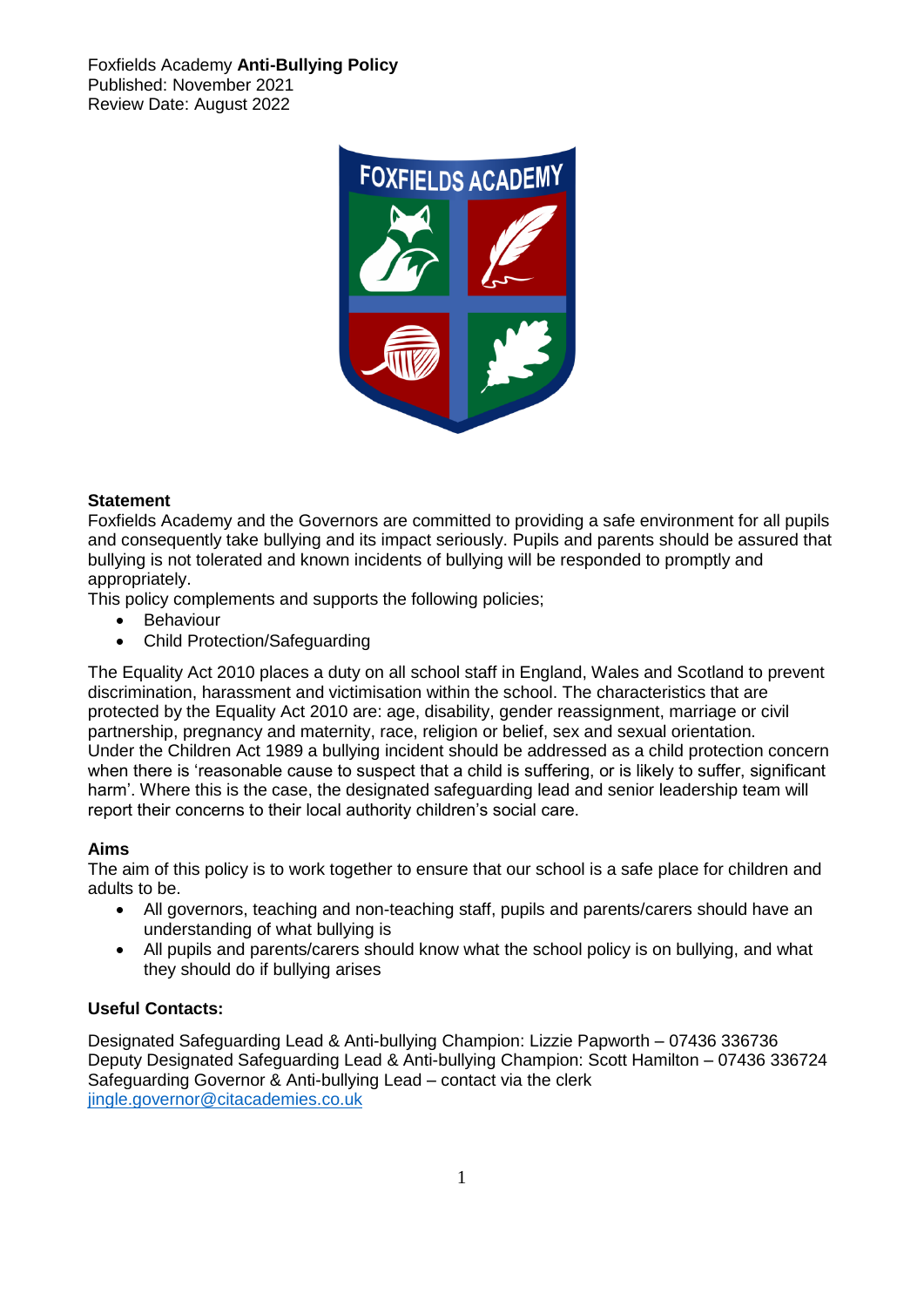Foxfields Academy **Anti-Bullying Policy**
Published: November 2021
Review Date: August 2022

## Statement

Foxfields Academy and the Governors are committed to providing a safe environment for all pupils and consequently take bullying and its impact seriously. Pupils and parents should be assured that bullying is not tolerated and known incidents of bullying will be responded to promptly and appropriately.

This policy complements and supports the following policies;

- Behaviour
- Child Protection/Safeguarding

The Equality Act 2010 places a duty on all school staff in England, Wales and Scotland to prevent discrimination, harassment and victimisation within the school. The characteristics that are protected by the Equality Act 2010 are: age, disability, gender reassignment, marriage or civil partnership, pregnancy and maternity, race, religion or belief, sex and sexual orientation.

Under the Children Act 1989 a bullying incident should be addressed as a child protection concern when there is 'reasonable cause to suspect that a child is suffering, or is likely to suffer, significant harm'. Where this is the case, the designated safeguarding lead and senior leadership team will report their concerns to their local authority children's social care.

## Aims

The aim of this policy is to work together to ensure that our school is a safe place for children and adults to be.

- All governors, teaching and non-teaching staff, pupils and parents/carers should have an understanding of what bullying is
- All pupils and parents/carers should know what the school policy is on bullying, and what they should do if bullying arises

## Useful Contacts:

Designated Safeguarding Lead & Anti-bullying Champion: Lizzie Papworth – 07436 336736
Deputy Designated Safeguarding Lead & Anti-bullying Champion: Scott Hamilton – 07436 336724
Safeguarding Governor & Anti-bullying Lead – contact via the clerk
jingle.governor@citacademies.co.uk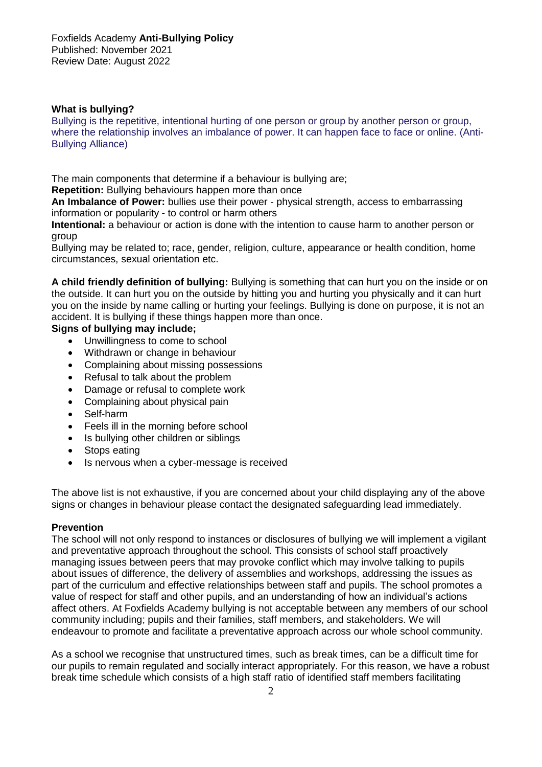Foxfields Academy **Anti-Bullying Policy**
Published: November 2021
Review Date: August 2022

**What is bullying?**

Bullying is the repetitive, intentional hurting of one person or group by another person or group, where the relationship involves an imbalance of power. It can happen face to face or online. (Anti-Bullying Alliance)

The main components that determine if a behaviour is bullying are;

**Repetition:** Bullying behaviours happen more than once

**An Imbalance of Power:** bullies use their power - physical strength, access to embarrassing information or popularity - to control or harm others

**Intentional:** a behaviour or action is done with the intention to cause harm to another person or group

Bullying may be related to; race, gender, religion, culture, appearance or health condition, home circumstances, sexual orientation etc.

**A child friendly definition of bullying:** Bullying is something that can hurt you on the inside or on the outside. It can hurt you on the outside by hitting you and hurting you physically and it can hurt you on the inside by name calling or hurting your feelings. Bullying is done on purpose, it is not an accident. It is bullying if these things happen more than once.

**Signs of bullying may include;**

- Unwillingness to come to school
- Withdrawn or change in behaviour
- Complaining about missing possessions
- Refusal to talk about the problem
- Damage or refusal to complete work
- Complaining about physical pain
- Self-harm
- Feels ill in the morning before school
- Is bullying other children or siblings
- Stops eating
- Is nervous when a cyber-message is received

The above list is not exhaustive, if you are concerned about your child displaying any of the above signs or changes in behaviour please contact the designated safeguarding lead immediately.

**Prevention**

The school will not only respond to instances or disclosures of bullying we will implement a vigilant and preventative approach throughout the school. This consists of school staff proactively managing issues between peers that may provoke conflict which may involve talking to pupils about issues of difference, the delivery of assemblies and workshops, addressing the issues as part of the curriculum and effective relationships between staff and pupils. The school promotes a value of respect for staff and other pupils, and an understanding of how an individual's actions affect others. At Foxfields Academy bullying is not acceptable between any members of our school community including; pupils and their families, staff members, and stakeholders. We will endeavour to promote and facilitate a preventative approach across our whole school community.

As a school we recognise that unstructured times, such as break times, can be a difficult time for our pupils to remain regulated and socially interact appropriately. For this reason, we have a robust break time schedule which consists of a high staff ratio of identified staff members facilitating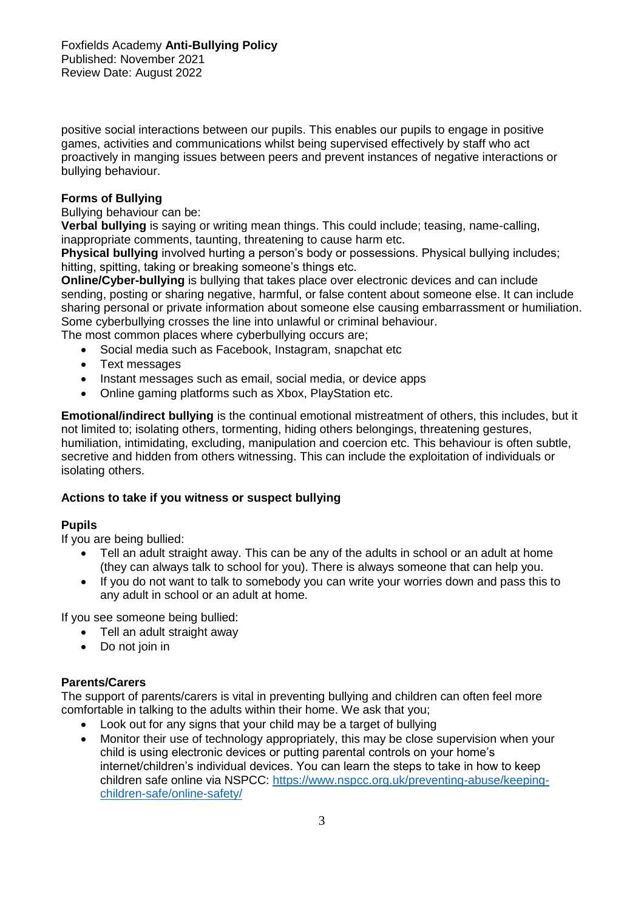positive social interactions between our pupils. This enables our pupils to engage in positive games, activities and communications whilst being supervised effectively by staff who act proactively in manging issues between peers and prevent instances of negative interactions or bullying behaviour.

**Forms of Bullying**

Bullying behaviour can be:

**Verbal bullying** is saying or writing mean things. This could include; teasing, name-calling, inappropriate comments, taunting, threatening to cause harm etc.

**Physical bullying** involved hurting a person's body or possessions. Physical bullying includes; hitting, spitting, taking or breaking someone's things etc.

**Online/Cyber-bullying** is bullying that takes place over electronic devices and can include sending, posting or sharing negative, harmful, or false content about someone else. It can include sharing personal or private information about someone else causing embarrassment or humiliation. Some cyberbullying crosses the line into unlawful or criminal behaviour.

The most common places where cyberbullying occurs are;

- Social media such as Facebook, Instagram, snapchat etc
- Text messages
- Instant messages such as email, social media, or device apps
- Online gaming platforms such as Xbox, PlayStation etc.

**Emotional/indirect bullying** is the continual emotional mistreatment of others, this includes, but it not limited to; isolating others, tormenting, hiding others belongings, threatening gestures, humiliation, intimidating, excluding, manipulation and coercion etc. This behaviour is often subtle, secretive and hidden from others witnessing. This can include the exploitation of individuals or isolating others.

**Actions to take if you witness or suspect bullying**

**Pupils**

If you are being bullied:

- Tell an adult straight away. This can be any of the adults in school or an adult at home (they can always talk to school for you). There is always someone that can help you.
- If you do not want to talk to somebody you can write your worries down and pass this to any adult in school or an adult at home.

If you see someone being bullied:

- Tell an adult straight away
- Do not join in

**Parents/Carers**

The support of parents/carers is vital in preventing bullying and children can often feel more comfortable in talking to the adults within their home. We ask that you;

- Look out for any signs that your child may be a target of bullying
- Monitor their use of technology appropriately, this may be close supervision when your child is using electronic devices or putting parental controls on your home's internet/children's individual devices. You can learn the steps to take in how to keep children safe online via NSPCC: [https://www.nspcc.org.uk/preventing-abuse/keeping-children-safe/online-safety/](https://www.nspcc.org.uk/preventing-abuse/keeping-children-safe/online-safety/)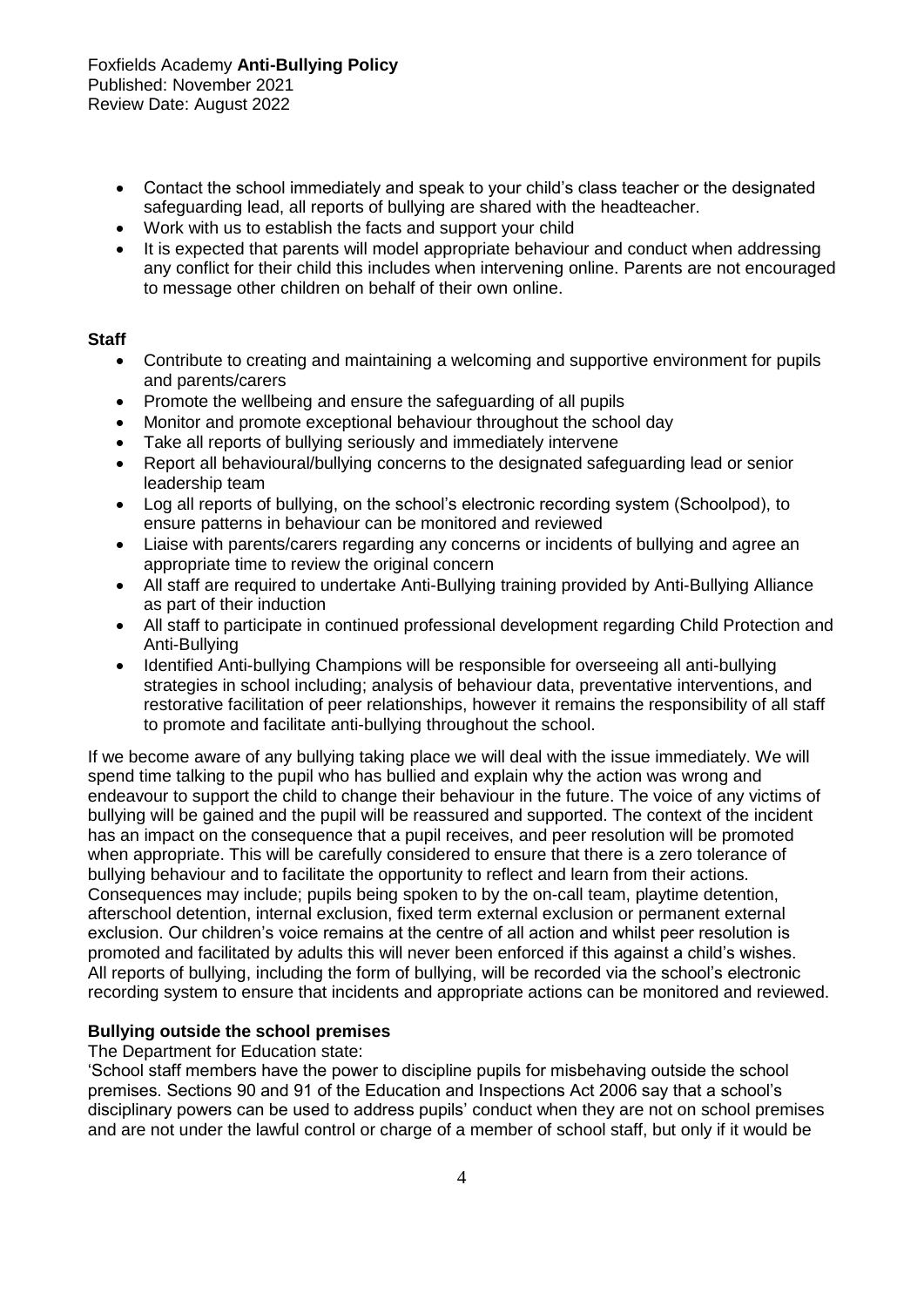- Contact the school immediately and speak to your child's class teacher or the designated safeguarding lead, all reports of bullying are shared with the headteacher.
- Work with us to establish the facts and support your child
- It is expected that parents will model appropriate behaviour and conduct when addressing any conflict for their child this includes when intervening online. Parents are not encouraged to message other children on behalf of their own online.

**Staff**

- Contribute to creating and maintaining a welcoming and supportive environment for pupils and parents/carers
- Promote the wellbeing and ensure the safeguarding of all pupils
- Monitor and promote exceptional behaviour throughout the school day
- Take all reports of bullying seriously and immediately intervene
- Report all behavioural/bullying concerns to the designated safeguarding lead or senior leadership team
- Log all reports of bullying, on the school's electronic recording system (Schoolpod), to ensure patterns in behaviour can be monitored and reviewed
- Liaise with parents/carers regarding any concerns or incidents of bullying and agree an appropriate time to review the original concern
- All staff are required to undertake Anti-Bullying training provided by Anti-Bullying Alliance as part of their induction
- All staff to participate in continued professional development regarding Child Protection and Anti-Bullying
- Identified Anti-bullying Champions will be responsible for overseeing all anti-bullying strategies in school including; analysis of behaviour data, preventative interventions, and restorative facilitation of peer relationships, however it remains the responsibility of all staff to promote and facilitate anti-bullying throughout the school.

If we become aware of any bullying taking place we will deal with the issue immediately. We will spend time talking to the pupil who has bullied and explain why the action was wrong and endeavour to support the child to change their behaviour in the future. The voice of any victims of bullying will be gained and the pupil will be reassured and supported. The context of the incident has an impact on the consequence that a pupil receives, and peer resolution will be promoted when appropriate. This will be carefully considered to ensure that there is a zero tolerance of bullying behaviour and to facilitate the opportunity to reflect and learn from their actions. Consequences may include; pupils being spoken to by the on-call team, playtime detention, afterschool detention, internal exclusion, fixed term external exclusion or permanent external exclusion. Our children's voice remains at the centre of all action and whilst peer resolution is promoted and facilitated by adults this will never been enforced if this against a child's wishes. All reports of bullying, including the form of bullying, will be recorded via the school's electronic recording system to ensure that incidents and appropriate actions can be monitored and reviewed.

**Bullying outside the school premises**

The Department for Education state:

'School staff members have the power to discipline pupils for misbehaving outside the school premises. Sections 90 and 91 of the Education and Inspections Act 2006 say that a school's disciplinary powers can be used to address pupils' conduct when they are not on school premises and are not under the lawful control or charge of a member of school staff, but only if it would be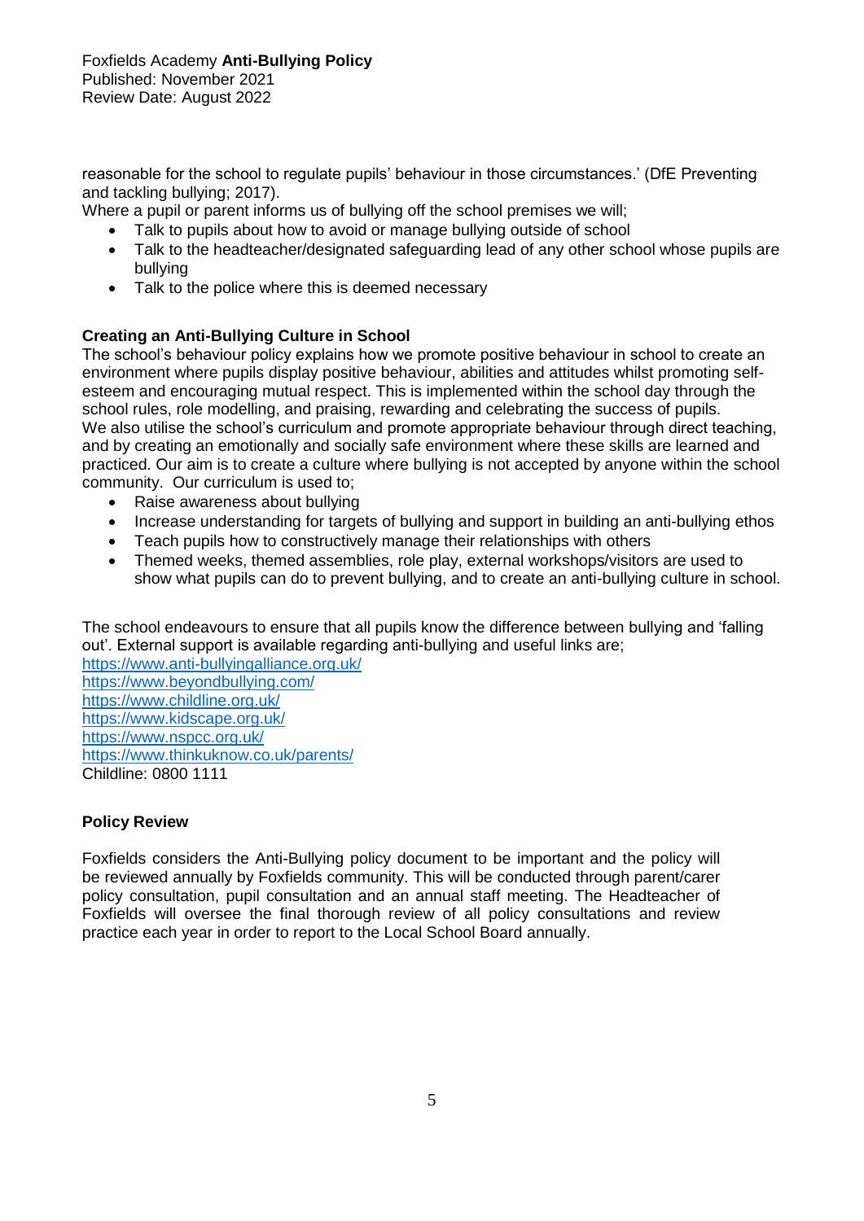reasonable for the school to regulate pupils' behaviour in those circumstances.' (DfE Preventing and tackling bullying; 2017).

Where a pupil or parent informs us of bullying off the school premises we will;

- Talk to pupils about how to avoid or manage bullying outside of school
- Talk to the headteacher/designated safeguarding lead of any other school whose pupils are bullying
- Talk to the police where this is deemed necessary

**Creating an Anti-Bullying Culture in School**

The school's behaviour policy explains how we promote positive behaviour in school to create an environment where pupils display positive behaviour, abilities and attitudes whilst promoting self-esteem and encouraging mutual respect. This is implemented within the school day through the school rules, role modelling, and praising, rewarding and celebrating the success of pupils.
We also utilise the school's curriculum and promote appropriate behaviour through direct teaching, and by creating an emotionally and socially safe environment where these skills are learned and practiced. Our aim is to create a culture where bullying is not accepted by anyone within the school community. Our curriculum is used to;

- Raise awareness about bullying
- Increase understanding for targets of bullying and support in building an anti-bullying ethos
- Teach pupils how to constructively manage their relationships with others
- Themed weeks, themed assemblies, role play, external workshops/visitors are used to show what pupils can do to prevent bullying, and to create an anti-bullying culture in school.

The school endeavours to ensure that all pupils know the difference between bullying and 'falling out'. External support is available regarding anti-bullying and useful links are;
https://www.anti-bullyingalliance.org.uk/
https://www.beyondbullying.com/
https://www.childline.org.uk/
https://www.kidscape.org.uk/
https://www.nspcc.org.uk/
https://www.thinkuknow.co.uk/parents/
Childline: 0800 1111

**Policy Review**

Foxfields considers the Anti-Bullying policy document to be important and the policy will be reviewed annually by Foxfields community. This will be conducted through parent/carer policy consultation, pupil consultation and an annual staff meeting. The Headteacher of Foxfields will oversee the final thorough review of all policy consultations and review practice each year in order to report to the Local School Board annually.